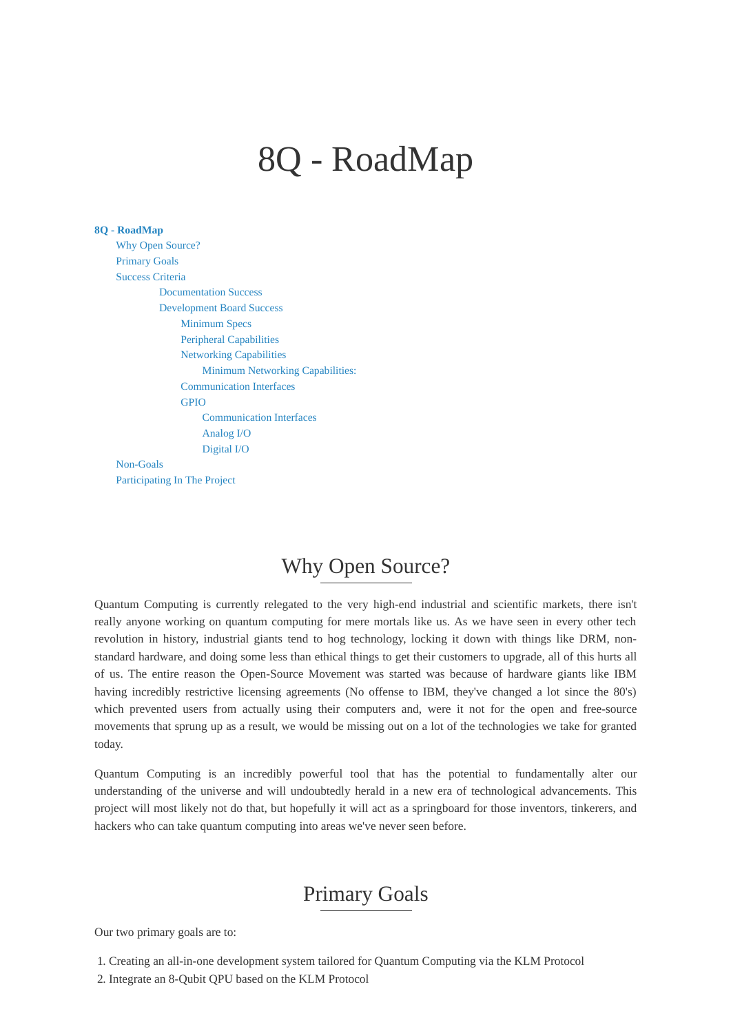# 8Q - RoadMap

- **8Q - RoadMap**
  - Why Open Source?
  - Primary Goals
  - Success Criteria
    - Documentation Success
    - Development Board Success
      - Minimum Specs
      - Peripheral Capabilities
      - Networking Capabilities
        - Minimum Networking Capabilities:
      - Communication Interfaces
      - GPIO
        - Communication Interfaces
        - Analog I/O
        - Digital I/O
  - Non-Goals
  - Participating In The Project

## Why Open Source?

Quantum Computing is currently relegated to the very high-end industrial and scientific markets, there isn't really anyone working on quantum computing for mere mortals like us. As we have seen in every other tech revolution in history, industrial giants tend to hog technology, locking it down with things like DRM, non-standard hardware, and doing some less than ethical things to get their customers to upgrade, all of this hurts all of us. The entire reason the Open-Source Movement was started was because of hardware giants like IBM having incredibly restrictive licensing agreements (No offense to IBM, they've changed a lot since the 80's) which prevented users from actually using their computers and, were it not for the open and free-source movements that sprung up as a result, we would be missing out on a lot of the technologies we take for granted today.

Quantum Computing is an incredibly powerful tool that has the potential to fundamentally alter our understanding of the universe and will undoubtedly herald in a new era of technological advancements. This project will most likely not do that, but hopefully it will act as a springboard for those inventors, tinkerers, and hackers who can take quantum computing into areas we've never seen before.

## Primary Goals

Our two primary goals are to:

1. Creating an all-in-one development system tailored for Quantum Computing via the KLM Protocol
2. Integrate an 8-Qubit QPU based on the KLM Protocol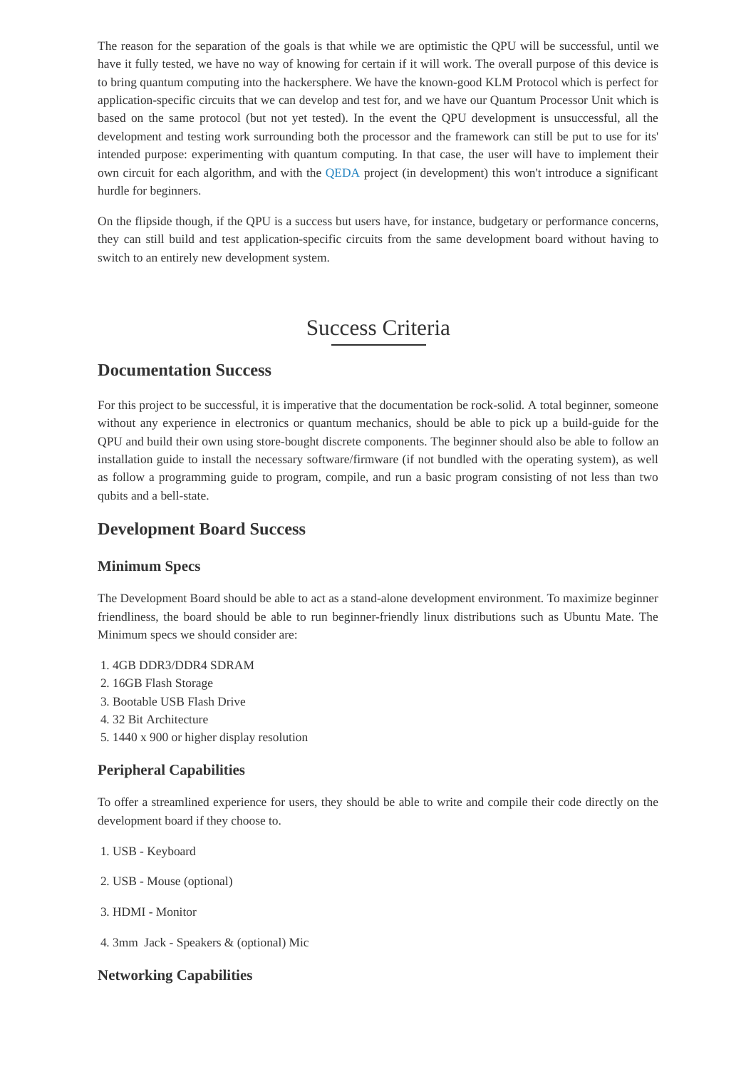The reason for the separation of the goals is that while we are optimistic the QPU will be successful, until we have it fully tested, we have no way of knowing for certain if it will work. The overall purpose of this device is to bring quantum computing into the hackersphere. We have the known-good KLM Protocol which is perfect for application-specific circuits that we can develop and test for, and we have our Quantum Processor Unit which is based on the same protocol (but not yet tested). In the event the QPU development is unsuccessful, all the development and testing work surrounding both the processor and the framework can still be put to use for its' intended purpose: experimenting with quantum computing. In that case, the user will have to implement their own circuit for each algorithm, and with the QEDA project (in development) this won't introduce a significant hurdle for beginners.

On the flipside though, if the QPU is a success but users have, for instance, budgetary or performance concerns, they can still build and test application-specific circuits from the same development board without having to switch to an entirely new development system.

# Success Criteria

## Documentation Success

For this project to be successful, it is imperative that the documentation be rock-solid. A total beginner, someone without any experience in electronics or quantum mechanics, should be able to pick up a build-guide for the QPU and build their own using store-bought discrete components. The beginner should also be able to follow an installation guide to install the necessary software/firmware (if not bundled with the operating system), as well as follow a programming guide to program, compile, and run a basic program consisting of not less than two qubits and a bell-state.

## Development Board Success

### Minimum Specs

The Development Board should be able to act as a stand-alone development environment. To maximize beginner friendliness, the board should be able to run beginner-friendly linux distributions such as Ubuntu Mate. The Minimum specs we should consider are:

1. 4GB DDR3/DDR4 SDRAM
2. 16GB Flash Storage
3. Bootable USB Flash Drive
4. 32 Bit Architecture
5. 1440 x 900 or higher display resolution

### Peripheral Capabilities

To offer a streamlined experience for users, they should be able to write and compile their code directly on the development board if they choose to.

1. USB - Keyboard
2. USB - Mouse (optional)
3. HDMI - Monitor
4. 3mm Jack - Speakers & (optional) Mic

### Networking Capabilities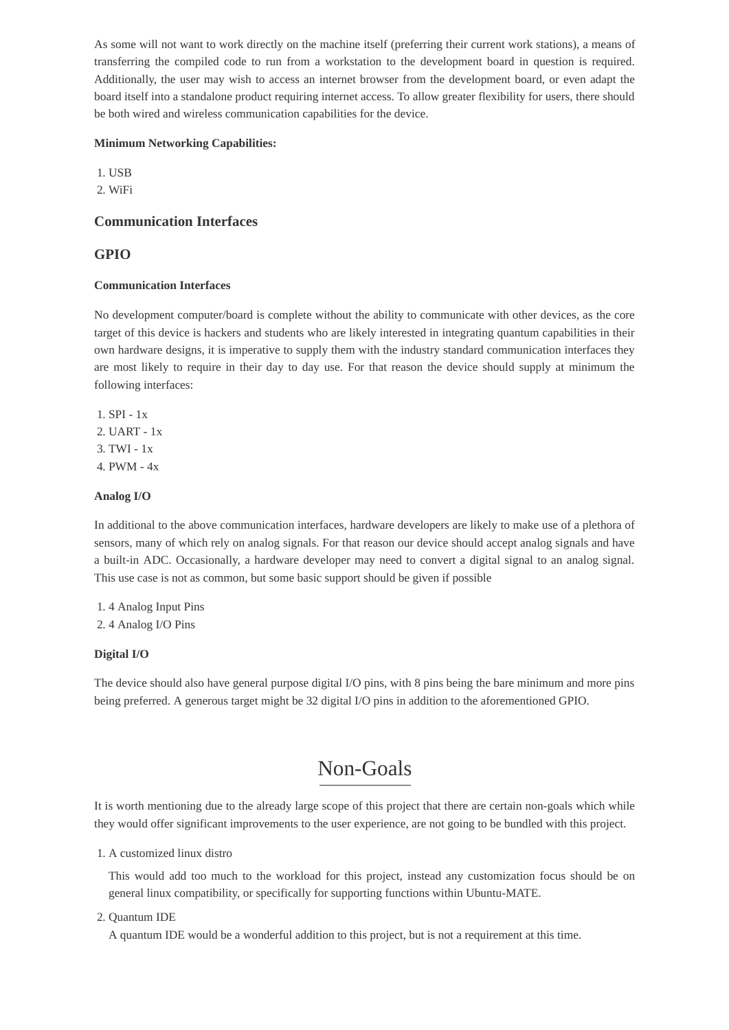As some will not want to work directly on the machine itself (preferring their current work stations), a means of transferring the compiled code to run from a workstation to the development board in question is required. Additionally, the user may wish to access an internet browser from the development board, or even adapt the board itself into a standalone product requiring internet access. To allow greater flexibility for users, there should be both wired and wireless communication capabilities for the device.

**Minimum Networking Capabilities:**

1. USB
2. WiFi

### Communication Interfaces

### GPIO

#### Communication Interfaces

No development computer/board is complete without the ability to communicate with other devices, as the core target of this device is hackers and students who are likely interested in integrating quantum capabilities in their own hardware designs, it is imperative to supply them with the industry standard communication interfaces they are most likely to require in their day to day use. For that reason the device should supply at minimum the following interfaces:

1. SPI - 1x
2. UART - 1x
3. TWI - 1x
4. PWM - 4x

#### Analog I/O

In additional to the above communication interfaces, hardware developers are likely to make use of a plethora of sensors, many of which rely on analog signals. For that reason our device should accept analog signals and have a built-in ADC. Occasionally, a hardware developer may need to convert a digital signal to an analog signal. This use case is not as common, but some basic support should be given if possible

1. 4 Analog Input Pins
2. 4 Analog I/O Pins

#### Digital I/O

The device should also have general purpose digital I/O pins, with 8 pins being the bare minimum and more pins being preferred. A generous target might be 32 digital I/O pins in addition to the aforementioned GPIO.

# Non-Goals

It is worth mentioning due to the already large scope of this project that there are certain non-goals which while they would offer significant improvements to the user experience, are not going to be bundled with this project.

1. A customized linux distro

   This would add too much to the workload for this project, instead any customization focus should be on general linux compatibility, or specifically for supporting functions within Ubuntu-MATE.

2. Quantum IDE

   A quantum IDE would be a wonderful addition to this project, but is not a requirement at this time.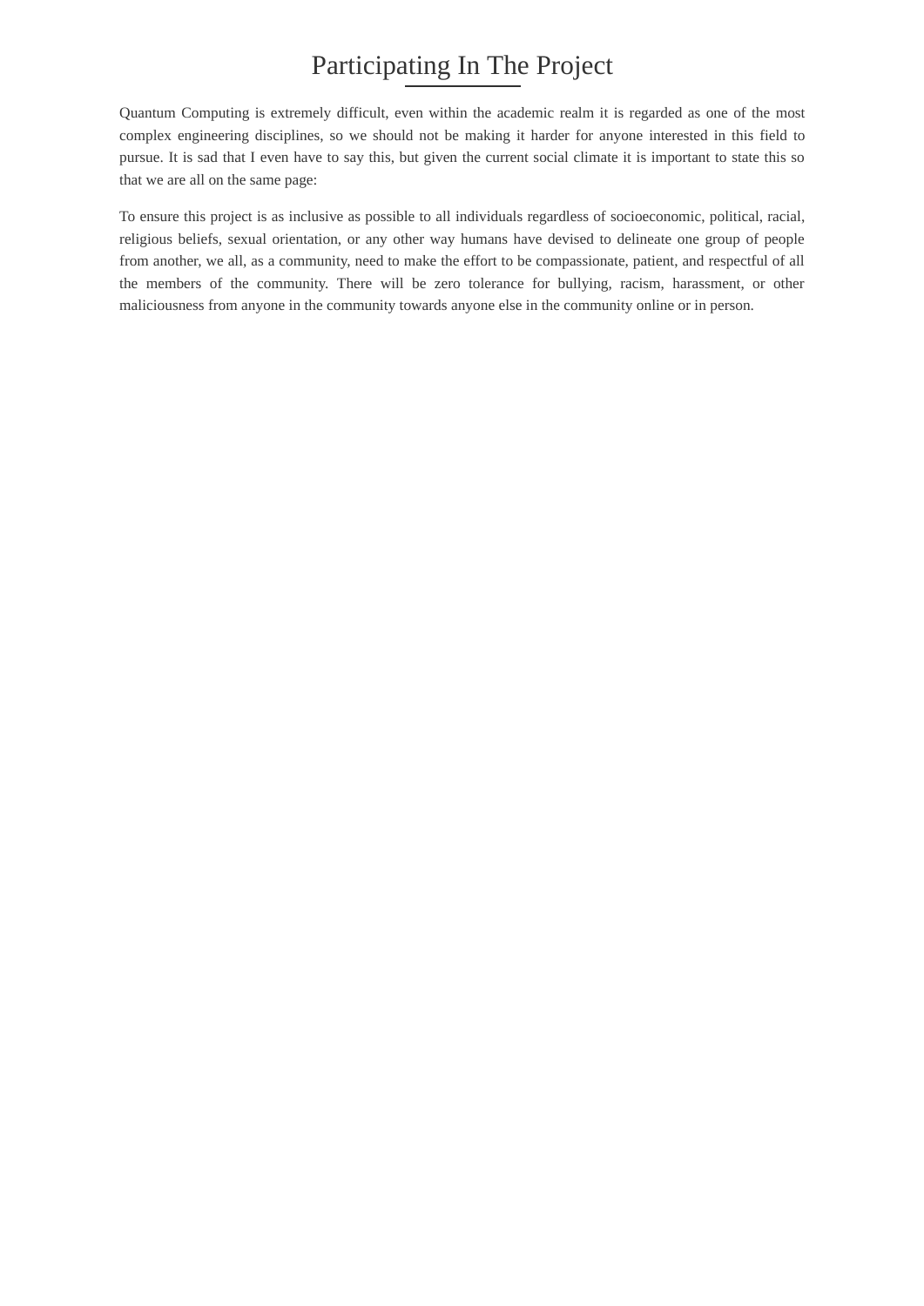# Participating In The Project

Quantum Computing is extremely difficult, even within the academic realm it is regarded as one of the most complex engineering disciplines, so we should not be making it harder for anyone interested in this field to pursue. It is sad that I even have to say this, but given the current social climate it is important to state this so that we are all on the same page:

To ensure this project is as inclusive as possible to all individuals regardless of socioeconomic, political, racial, religious beliefs, sexual orientation, or any other way humans have devised to delineate one group of people from another, we all, as a community, need to make the effort to be compassionate, patient, and respectful of all the members of the community. There will be zero tolerance for bullying, racism, harassment, or other maliciousness from anyone in the community towards anyone else in the community online or in person.